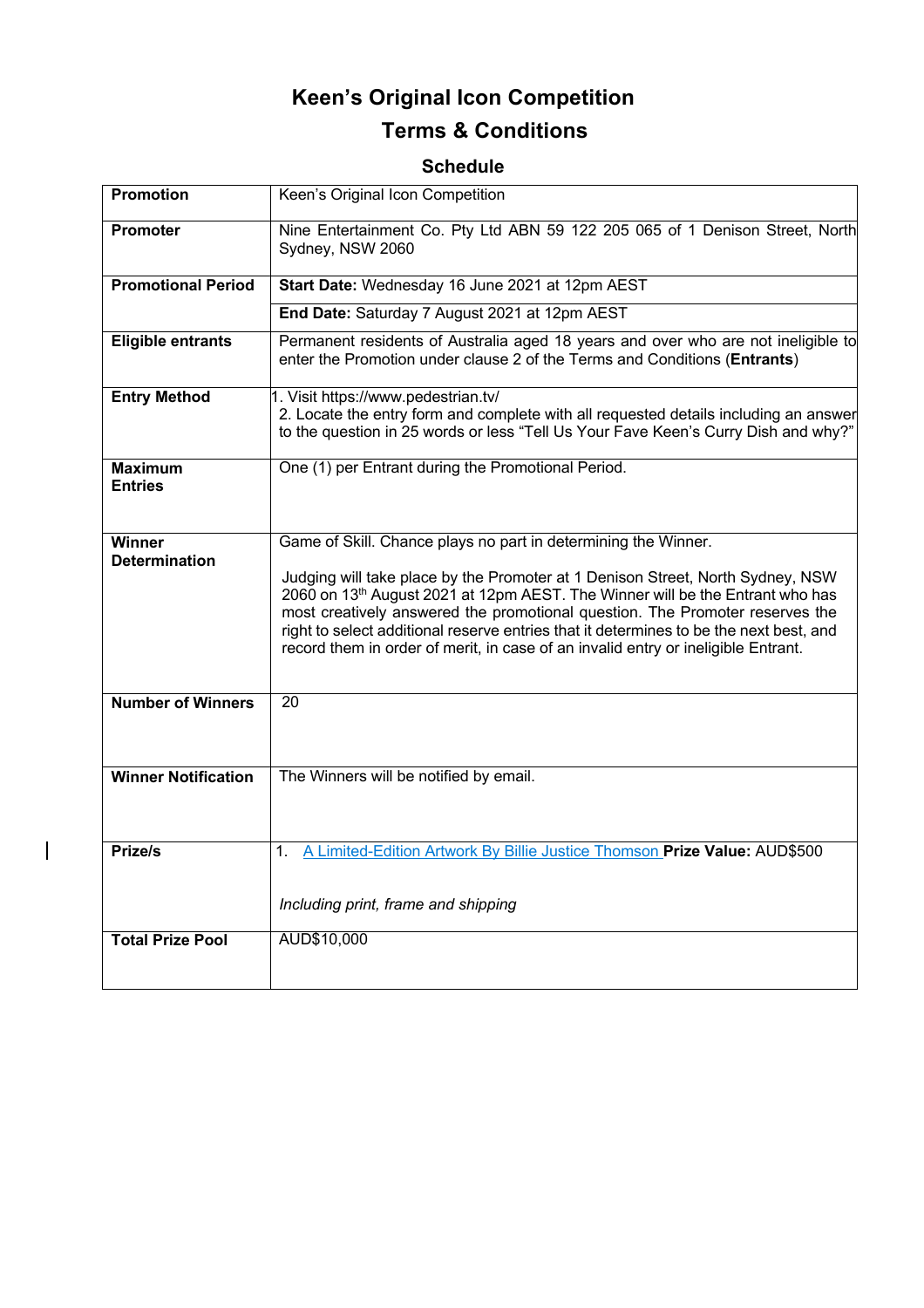# Keen's Original Icon Competition

## Terms & Conditions

### Schedule

| | |
|---|---|
| **Promotion** | Keen's Original Icon Competition |
| **Promoter** | Nine Entertainment Co. Pty Ltd ABN 59 122 205 065 of 1 Denison Street, North Sydney, NSW 2060 |
| **Promotional Period** | **Start Date:** Wednesday 16 June 2021 at 12pm AEST<br>**End Date:** Saturday 7 August 2021 at 12pm AEST |
| **Eligible entrants** | Permanent residents of Australia aged 18 years and over who are not ineligible to enter the Promotion under clause 2 of the Terms and Conditions (**Entrants**) |
| **Entry Method** | 1. Visit https://www.pedestrian.tv/<br>2. Locate the entry form and complete with all requested details including an answer to the question in 25 words or less "Tell Us Your Fave Keen's Curry Dish and why?" |
| **Maximum Entries** | One (1) per Entrant during the Promotional Period. |
| **Winner Determination** | Game of Skill. Chance plays no part in determining the Winner.<br><br>Judging will take place by the Promoter at 1 Denison Street, North Sydney, NSW 2060 on 13th August 2021 at 12pm AEST. The Winner will be the Entrant who has most creatively answered the promotional question. The Promoter reserves the right to select additional reserve entries that it determines to be the next best, and record them in order of merit, in case of an invalid entry or ineligible Entrant. |
| **Number of Winners** | 20 |
| **Winner Notification** | The Winners will be notified by email. |
| **Prize/s** | 1. A Limited-Edition Artwork By Billie Justice Thomson **Prize Value:** AUD$500<br><br>*Including print, frame and shipping* |
| **Total Prize Pool** | AUD$10,000 |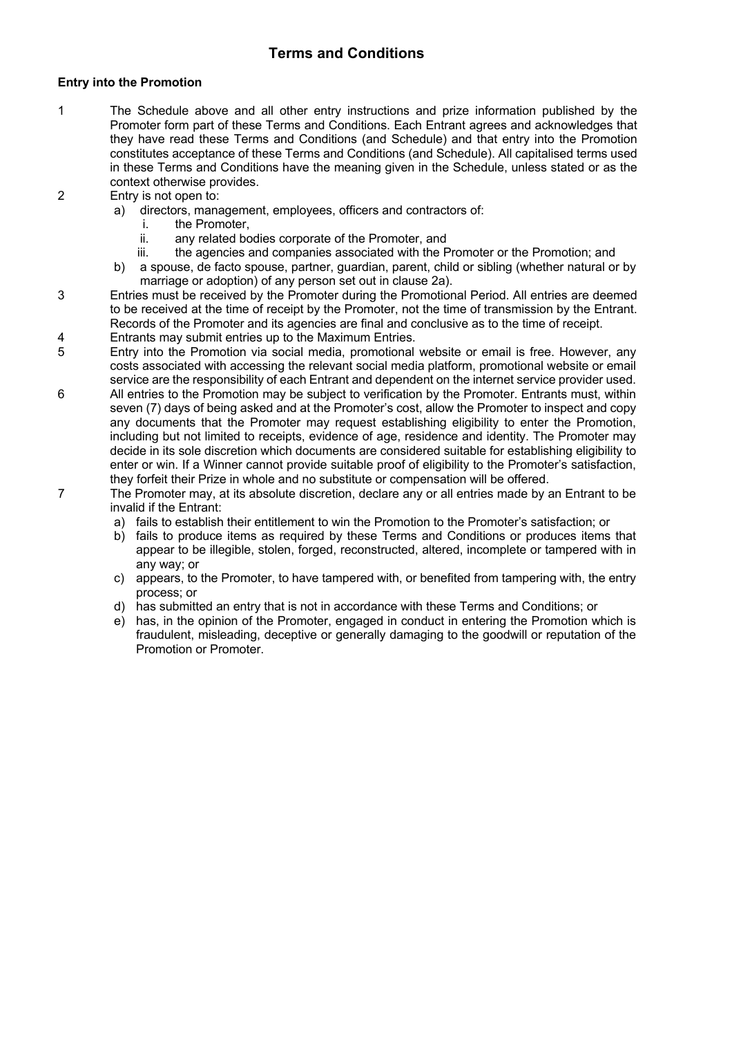# Terms and Conditions

**Entry into the Promotion**

1. The Schedule above and all other entry instructions and prize information published by the Promoter form part of these Terms and Conditions. Each Entrant agrees and acknowledges that they have read these Terms and Conditions (and Schedule) and that entry into the Promotion constitutes acceptance of these Terms and Conditions (and Schedule). All capitalised terms used in these Terms and Conditions have the meaning given in the Schedule, unless stated or as the context otherwise provides.
2. Entry is not open to:
   a) directors, management, employees, officers and contractors of:
      i. the Promoter,
      ii. any related bodies corporate of the Promoter, and
      iii. the agencies and companies associated with the Promoter or the Promotion; and
   b) a spouse, de facto spouse, partner, guardian, parent, child or sibling (whether natural or by marriage or adoption) of any person set out in clause 2a).
3. Entries must be received by the Promoter during the Promotional Period. All entries are deemed to be received at the time of receipt by the Promoter, not the time of transmission by the Entrant. Records of the Promoter and its agencies are final and conclusive as to the time of receipt.
4. Entrants may submit entries up to the Maximum Entries.
5. Entry into the Promotion via social media, promotional website or email is free. However, any costs associated with accessing the relevant social media platform, promotional website or email service are the responsibility of each Entrant and dependent on the internet service provider used.
6. All entries to the Promotion may be subject to verification by the Promoter. Entrants must, within seven (7) days of being asked and at the Promoter's cost, allow the Promoter to inspect and copy any documents that the Promoter may request establishing eligibility to enter the Promotion, including but not limited to receipts, evidence of age, residence and identity. The Promoter may decide in its sole discretion which documents are considered suitable for establishing eligibility to enter or win. If a Winner cannot provide suitable proof of eligibility to the Promoter's satisfaction, they forfeit their Prize in whole and no substitute or compensation will be offered.
7. The Promoter may, at its absolute discretion, declare any or all entries made by an Entrant to be invalid if the Entrant:
   a) fails to establish their entitlement to win the Promotion to the Promoter's satisfaction; or
   b) fails to produce items as required by these Terms and Conditions or produces items that appear to be illegible, stolen, forged, reconstructed, altered, incomplete or tampered with in any way; or
   c) appears, to the Promoter, to have tampered with, or benefited from tampering with, the entry process; or
   d) has submitted an entry that is not in accordance with these Terms and Conditions; or
   e) has, in the opinion of the Promoter, engaged in conduct in entering the Promotion which is fraudulent, misleading, deceptive or generally damaging to the goodwill or reputation of the Promotion or Promoter.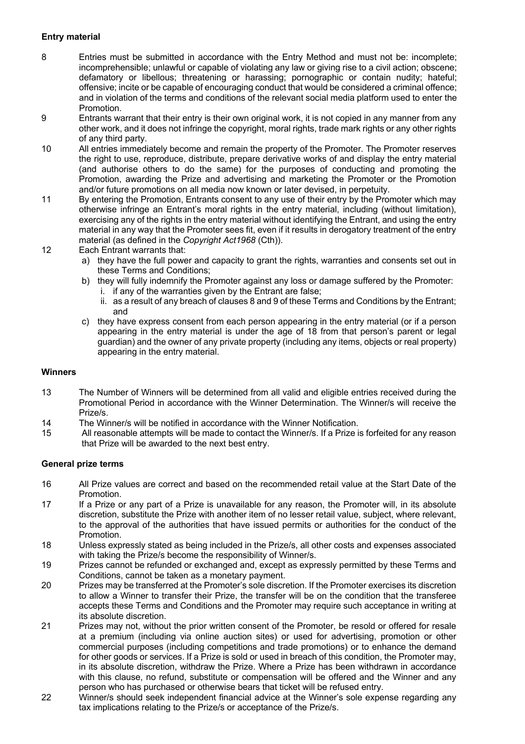**Entry material**

8 Entries must be submitted in accordance with the Entry Method and must not be: incomplete; incomprehensible; unlawful or capable of violating any law or giving rise to a civil action; obscene; defamatory or libellous; threatening or harassing; pornographic or contain nudity; hateful; offensive; incite or be capable of encouraging conduct that would be considered a criminal offence; and in violation of the terms and conditions of the relevant social media platform used to enter the Promotion.

9 Entrants warrant that their entry is their own original work, it is not copied in any manner from any other work, and it does not infringe the copyright, moral rights, trade mark rights or any other rights of any third party.

10 All entries immediately become and remain the property of the Promoter. The Promoter reserves the right to use, reproduce, distribute, prepare derivative works of and display the entry material (and authorise others to do the same) for the purposes of conducting and promoting the Promotion, awarding the Prize and advertising and marketing the Promoter or the Promotion and/or future promotions on all media now known or later devised, in perpetuity.

11 By entering the Promotion, Entrants consent to any use of their entry by the Promoter which may otherwise infringe an Entrant's moral rights in the entry material, including (without limitation), exercising any of the rights in the entry material without identifying the Entrant, and using the entry material in any way that the Promoter sees fit, even if it results in derogatory treatment of the entry material (as defined in the *Copyright Act1968* (Cth)).

12 Each Entrant warrants that:

a) they have the full power and capacity to grant the rights, warranties and consents set out in these Terms and Conditions;
b) they will fully indemnify the Promoter against any loss or damage suffered by the Promoter:
   i. if any of the warranties given by the Entrant are false;
   ii. as a result of any breach of clauses 8 and 9 of these Terms and Conditions by the Entrant; and
c) they have express consent from each person appearing in the entry material (or if a person appearing in the entry material is under the age of 18 from that person's parent or legal guardian) and the owner of any private property (including any items, objects or real property) appearing in the entry material.

**Winners**

13 The Number of Winners will be determined from all valid and eligible entries received during the Promotional Period in accordance with the Winner Determination. The Winner/s will receive the Prize/s.

14 The Winner/s will be notified in accordance with the Winner Notification.

15 All reasonable attempts will be made to contact the Winner/s. If a Prize is forfeited for any reason that Prize will be awarded to the next best entry.

**General prize terms**

16 All Prize values are correct and based on the recommended retail value at the Start Date of the Promotion.

17 If a Prize or any part of a Prize is unavailable for any reason, the Promoter will, in its absolute discretion, substitute the Prize with another item of no lesser retail value, subject, where relevant, to the approval of the authorities that have issued permits or authorities for the conduct of the Promotion.

18 Unless expressly stated as being included in the Prize/s, all other costs and expenses associated with taking the Prize/s become the responsibility of Winner/s.

19 Prizes cannot be refunded or exchanged and, except as expressly permitted by these Terms and Conditions, cannot be taken as a monetary payment.

20 Prizes may be transferred at the Promoter's sole discretion. If the Promoter exercises its discretion to allow a Winner to transfer their Prize, the transfer will be on the condition that the transferee accepts these Terms and Conditions and the Promoter may require such acceptance in writing at its absolute discretion.

21 Prizes may not, without the prior written consent of the Promoter, be resold or offered for resale at a premium (including via online auction sites) or used for advertising, promotion or other commercial purposes (including competitions and trade promotions) or to enhance the demand for other goods or services. If a Prize is sold or used in breach of this condition, the Promoter may, in its absolute discretion, withdraw the Prize. Where a Prize has been withdrawn in accordance with this clause, no refund, substitute or compensation will be offered and the Winner and any person who has purchased or otherwise bears that ticket will be refused entry.

22 Winner/s should seek independent financial advice at the Winner's sole expense regarding any tax implications relating to the Prize/s or acceptance of the Prize/s.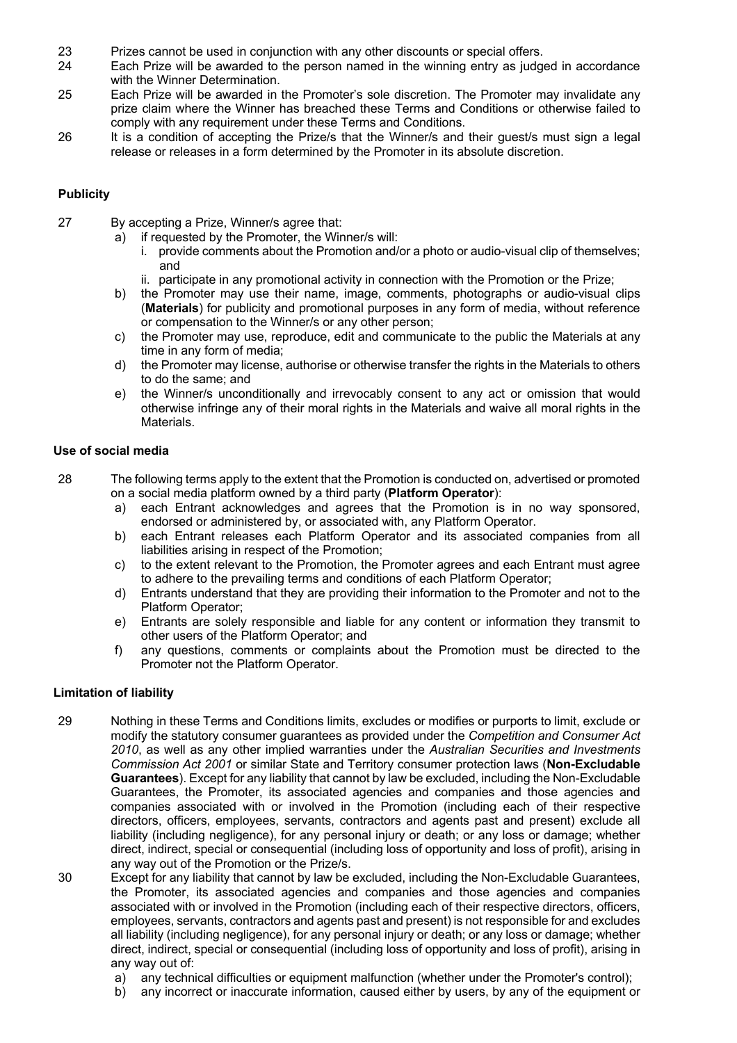23 Prizes cannot be used in conjunction with any other discounts or special offers.

24 Each Prize will be awarded to the person named in the winning entry as judged in accordance with the Winner Determination.

25 Each Prize will be awarded in the Promoter's sole discretion. The Promoter may invalidate any prize claim where the Winner has breached these Terms and Conditions or otherwise failed to comply with any requirement under these Terms and Conditions.

26 It is a condition of accepting the Prize/s that the Winner/s and their guest/s must sign a legal release or releases in a form determined by the Promoter in its absolute discretion.

**Publicity**

27 By accepting a Prize, Winner/s agree that:

a) if requested by the Promoter, the Winner/s will:

i. provide comments about the Promotion and/or a photo or audio-visual clip of themselves; and

ii. participate in any promotional activity in connection with the Promotion or the Prize;

b) the Promoter may use their name, image, comments, photographs or audio-visual clips (**Materials**) for publicity and promotional purposes in any form of media, without reference or compensation to the Winner/s or any other person;

c) the Promoter may use, reproduce, edit and communicate to the public the Materials at any time in any form of media;

d) the Promoter may license, authorise or otherwise transfer the rights in the Materials to others to do the same; and

e) the Winner/s unconditionally and irrevocably consent to any act or omission that would otherwise infringe any of their moral rights in the Materials and waive all moral rights in the Materials.

**Use of social media**

28 The following terms apply to the extent that the Promotion is conducted on, advertised or promoted on a social media platform owned by a third party (**Platform Operator**):

a) each Entrant acknowledges and agrees that the Promotion is in no way sponsored, endorsed or administered by, or associated with, any Platform Operator.

b) each Entrant releases each Platform Operator and its associated companies from all liabilities arising in respect of the Promotion;

c) to the extent relevant to the Promotion, the Promoter agrees and each Entrant must agree to adhere to the prevailing terms and conditions of each Platform Operator;

d) Entrants understand that they are providing their information to the Promoter and not to the Platform Operator;

e) Entrants are solely responsible and liable for any content or information they transmit to other users of the Platform Operator; and

f) any questions, comments or complaints about the Promotion must be directed to the Promoter not the Platform Operator.

**Limitation of liability**

29 Nothing in these Terms and Conditions limits, excludes or modifies or purports to limit, exclude or modify the statutory consumer guarantees as provided under the *Competition and Consumer Act 2010*, as well as any other implied warranties under the *Australian Securities and Investments Commission Act 2001* or similar State and Territory consumer protection laws (**Non-Excludable Guarantees**). Except for any liability that cannot by law be excluded, including the Non-Excludable Guarantees, the Promoter, its associated agencies and companies and those agencies and companies associated with or involved in the Promotion (including each of their respective directors, officers, employees, servants, contractors and agents past and present) exclude all liability (including negligence), for any personal injury or death; or any loss or damage; whether direct, indirect, special or consequential (including loss of opportunity and loss of profit), arising in any way out of the Promotion or the Prize/s.

30 Except for any liability that cannot by law be excluded, including the Non-Excludable Guarantees, the Promoter, its associated agencies and companies and those agencies and companies associated with or involved in the Promotion (including each of their respective directors, officers, employees, servants, contractors and agents past and present) is not responsible for and excludes all liability (including negligence), for any personal injury or death; or any loss or damage; whether direct, indirect, special or consequential (including loss of opportunity and loss of profit), arising in any way out of:

a) any technical difficulties or equipment malfunction (whether under the Promoter's control);

b) any incorrect or inaccurate information, caused either by users, by any of the equipment or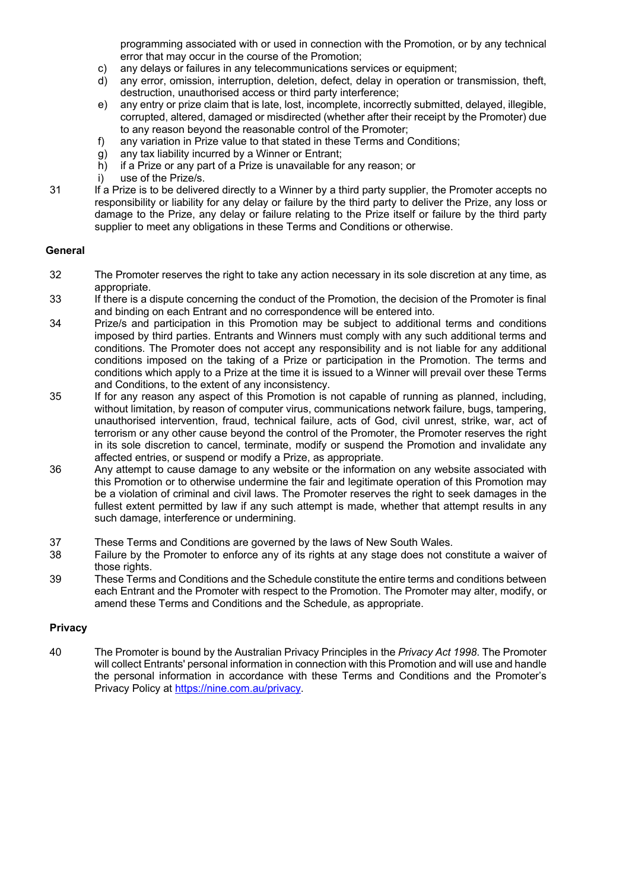programming associated with or used in connection with the Promotion, or by any technical error that may occur in the course of the Promotion;

c) any delays or failures in any telecommunications services or equipment;
d) any error, omission, interruption, deletion, defect, delay in operation or transmission, theft, destruction, unauthorised access or third party interference;
e) any entry or prize claim that is late, lost, incomplete, incorrectly submitted, delayed, illegible, corrupted, altered, damaged or misdirected (whether after their receipt by the Promoter) due to any reason beyond the reasonable control of the Promoter;
f) any variation in Prize value to that stated in these Terms and Conditions;
g) any tax liability incurred by a Winner or Entrant;
h) if a Prize or any part of a Prize is unavailable for any reason; or
i) use of the Prize/s.

31 If a Prize is to be delivered directly to a Winner by a third party supplier, the Promoter accepts no responsibility or liability for any delay or failure by the third party to deliver the Prize, any loss or damage to the Prize, any delay or failure relating to the Prize itself or failure by the third party supplier to meet any obligations in these Terms and Conditions or otherwise.

**General**

32 The Promoter reserves the right to take any action necessary in its sole discretion at any time, as appropriate.

33 If there is a dispute concerning the conduct of the Promotion, the decision of the Promoter is final and binding on each Entrant and no correspondence will be entered into.

34 Prize/s and participation in this Promotion may be subject to additional terms and conditions imposed by third parties. Entrants and Winners must comply with any such additional terms and conditions. The Promoter does not accept any responsibility and is not liable for any additional conditions imposed on the taking of a Prize or participation in the Promotion. The terms and conditions which apply to a Prize at the time it is issued to a Winner will prevail over these Terms and Conditions, to the extent of any inconsistency.

35 If for any reason any aspect of this Promotion is not capable of running as planned, including, without limitation, by reason of computer virus, communications network failure, bugs, tampering, unauthorised intervention, fraud, technical failure, acts of God, civil unrest, strike, war, act of terrorism or any other cause beyond the control of the Promoter, the Promoter reserves the right in its sole discretion to cancel, terminate, modify or suspend the Promotion and invalidate any affected entries, or suspend or modify a Prize, as appropriate.

36 Any attempt to cause damage to any website or the information on any website associated with this Promotion or to otherwise undermine the fair and legitimate operation of this Promotion may be a violation of criminal and civil laws. The Promoter reserves the right to seek damages in the fullest extent permitted by law if any such attempt is made, whether that attempt results in any such damage, interference or undermining.

37 These Terms and Conditions are governed by the laws of New South Wales.

38 Failure by the Promoter to enforce any of its rights at any stage does not constitute a waiver of those rights.

39 These Terms and Conditions and the Schedule constitute the entire terms and conditions between each Entrant and the Promoter with respect to the Promotion. The Promoter may alter, modify, or amend these Terms and Conditions and the Schedule, as appropriate.

**Privacy**

40 The Promoter is bound by the Australian Privacy Principles in the *Privacy Act 1998*. The Promoter will collect Entrants' personal information in connection with this Promotion and will use and handle the personal information in accordance with these Terms and Conditions and the Promoter's Privacy Policy at https://nine.com.au/privacy.